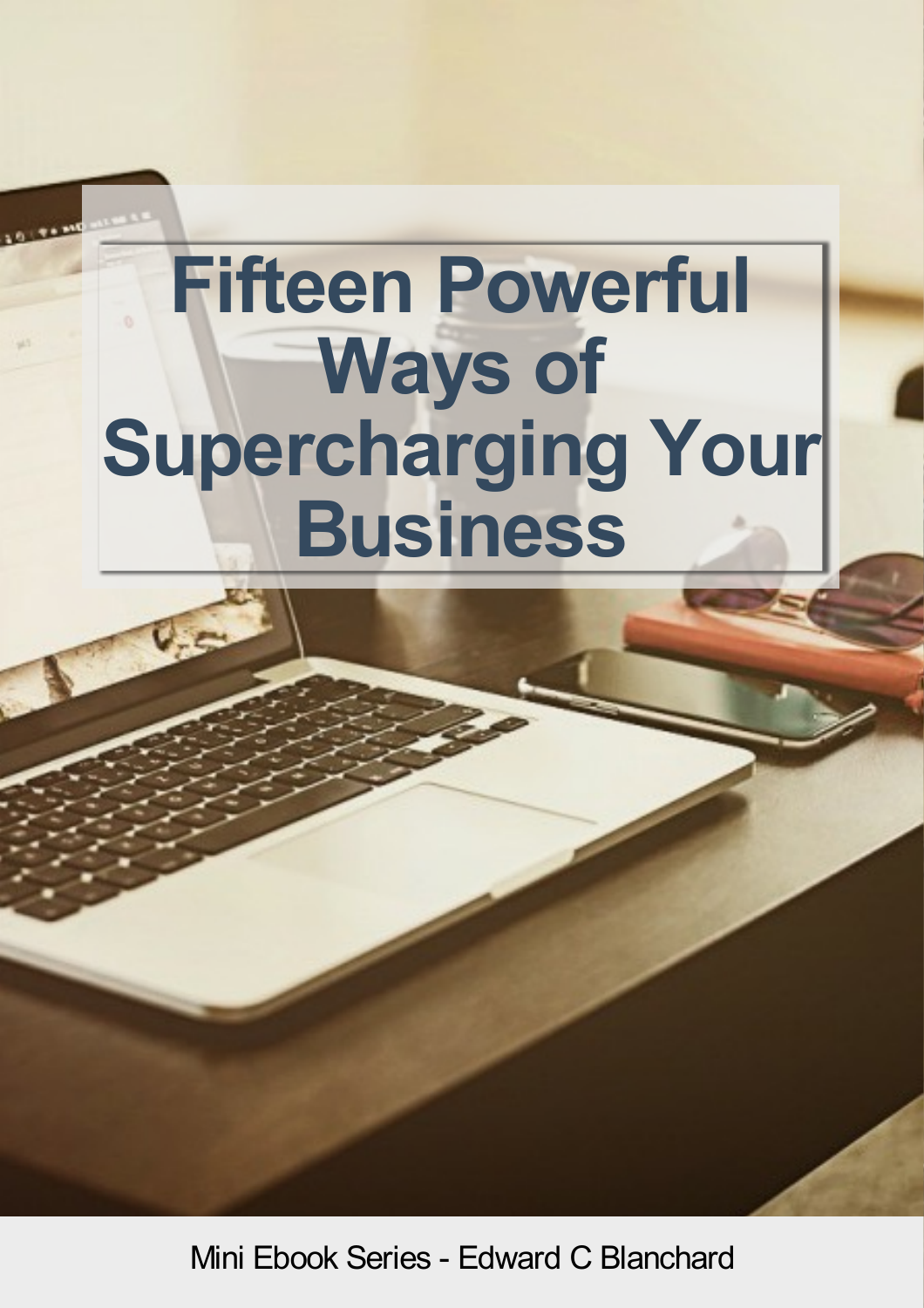# Fifteen Powerful Ways of Supercharging Your Business

Mini Ebook Series - Edward C Blanchard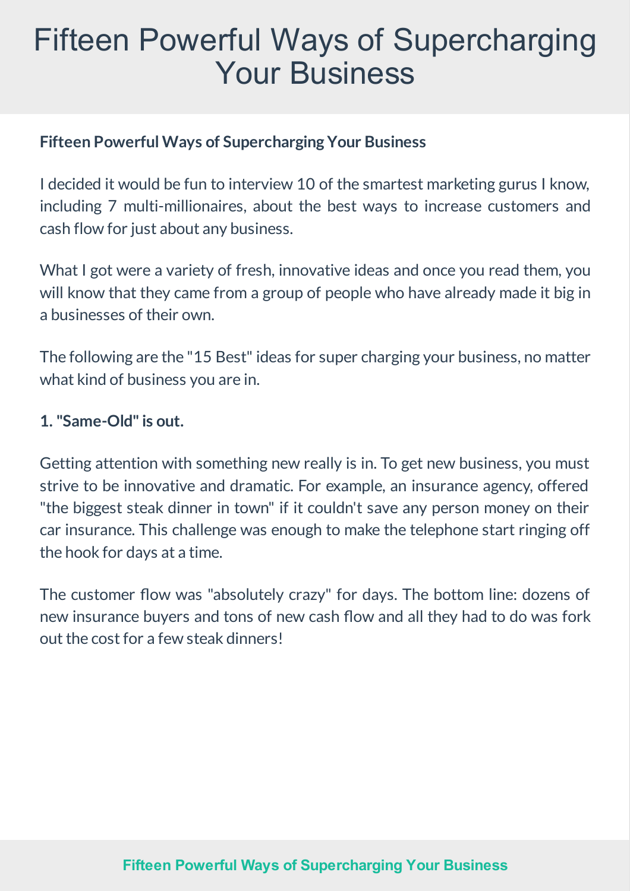# Fifteen Powerful Ways of Supercharging Your Business

**Fifteen Powerful Ways of Supercharging Your Business**

I decided it would be fun to interview 10 of the smartest marketing gurus I know, including 7 multi-millionaires, about the best ways to increase customers and cash flow for just about any business.

What I got were a variety of fresh, innovative ideas and once you read them, you will know that they came from a group of people who have already made it big in a businesses of their own.

The following are the "15 Best" ideas for super charging your business, no matter what kind of business you are in.

**1. "Same-Old" is out.**

Getting attention with something new really is in. To get new business, you must strive to be innovative and dramatic. For example, an insurance agency, offered "the biggest steak dinner in town" if it couldn't save any person money on their car insurance. This challenge was enough to make the telephone start ringing off the hook for days at a time.

The customer flow was "absolutely crazy" for days. The bottom line: dozens of new insurance buyers and tons of new cash flow and all they had to do was fork out the cost for a few steak dinners!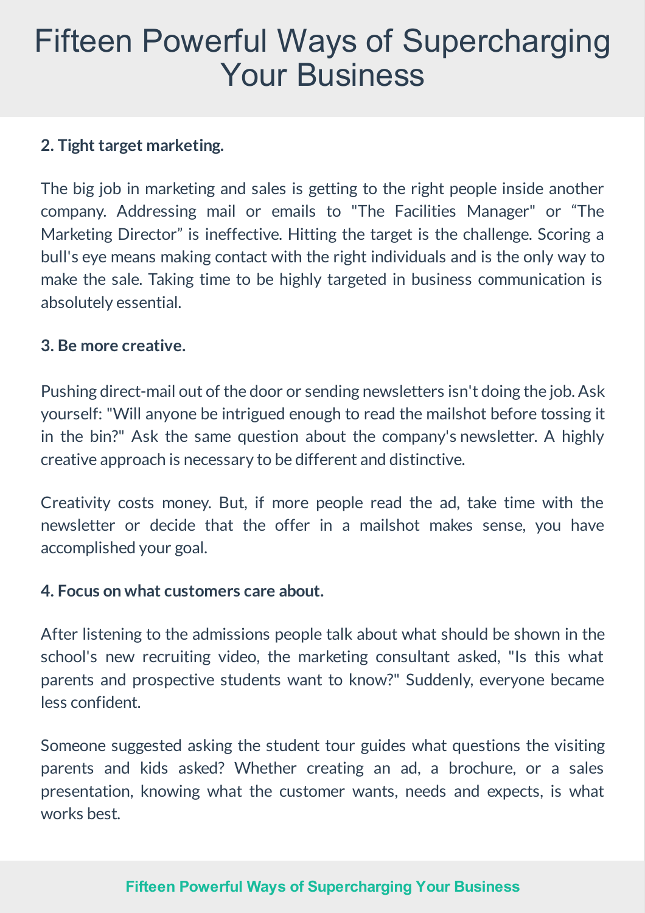**2. Tight target marketing.**

The big job in marketing and sales is getting to the right people inside another company. Addressing mail or emails to "The Facilities Manager" or “The Marketing Director” is ineffective. Hitting the target is the challenge. Scoring a bull's eye means making contact with the right individuals and is the only way to make the sale. Taking time to be highly targeted in business communication is absolutely essential.

**3. Be more creative.**

Pushing direct-mail out of the door or sending newsletters isn't doing the job. Ask yourself: "Will anyone be intrigued enough to read the mailshot before tossing it in the bin?" Ask the same question about the company's newsletter. A highly creative approach is necessary to be different and distinctive.

Creativity costs money. But, if more people read the ad, take time with the newsletter or decide that the offer in a mailshot makes sense, you have accomplished your goal.

**4. Focus on what customers care about.**

After listening to the admissions people talk about what should be shown in the school's new recruiting video, the marketing consultant asked, "Is this what parents and prospective students want to know?" Suddenly, everyone became less confident.

Someone suggested asking the student tour guides what questions the visiting parents and kids asked? Whether creating an ad, a brochure, or a sales presentation, knowing what the customer wants, needs and expects, is what works best.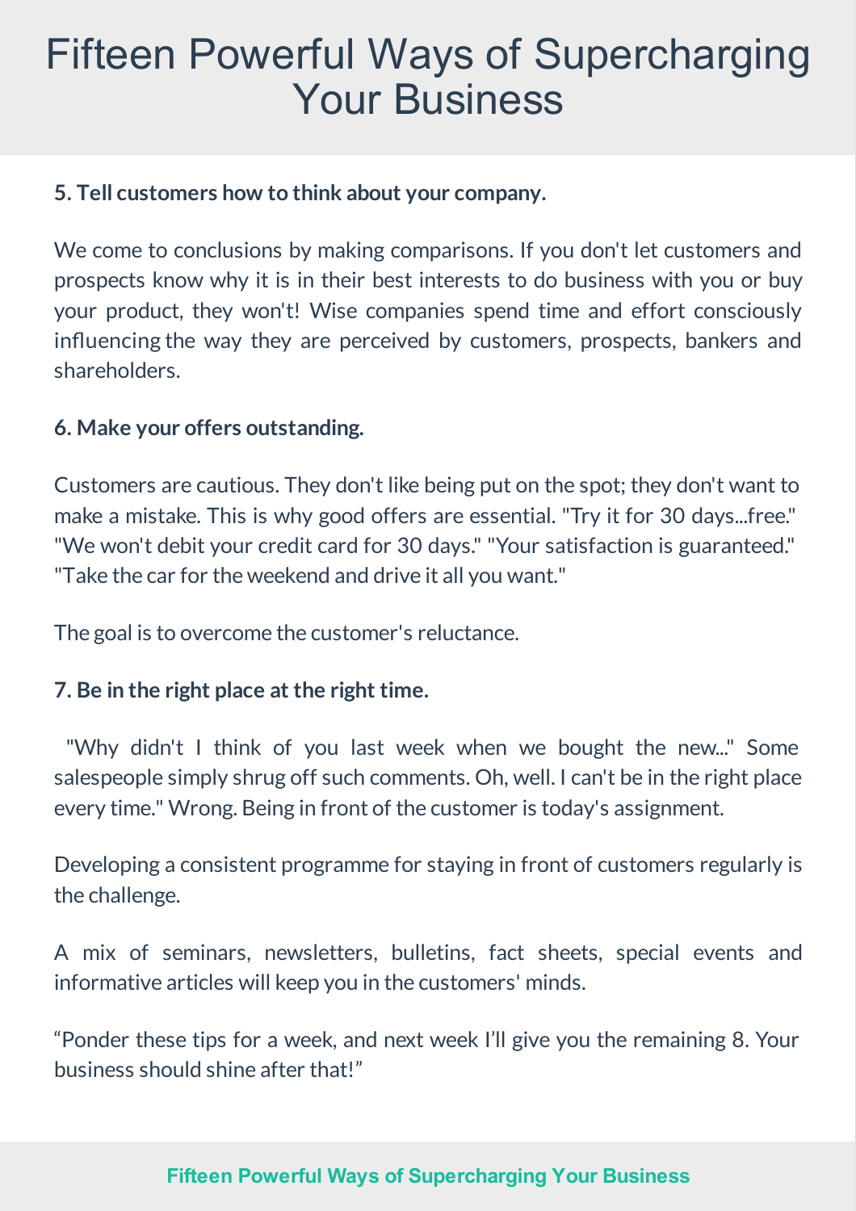**5. Tell customers how to think about your company.**

We come to conclusions by making comparisons. If you don't let customers and prospects know why it is in their best interests to do business with you or buy your product, they won't! Wise companies spend time and effort consciously influencing the way they are perceived by customers, prospects, bankers and shareholders.

**6. Make your offers outstanding.**

Customers are cautious. They don't like being put on the spot; they don't want to make a mistake. This is why good offers are essential. "Try it for 30 days...free." "We won't debit your credit card for 30 days." "Your satisfaction is guaranteed." "Take the car for the weekend and drive it all you want."

The goal is to overcome the customer's reluctance.

**7. Be in the right place at the right time.**

"Why didn't I think of you last week when we bought the new..." Some salespeople simply shrug off such comments. Oh, well. I can't be in the right place every time." Wrong. Being in front of the customer is today's assignment.

Developing a consistent programme for staying in front of customers regularly is the challenge.

A mix of seminars, newsletters, bulletins, fact sheets, special events and informative articles will keep you in the customers' minds.

“Ponder these tips for a week, and next week I’ll give you the remaining 8. Your business should shine after that!”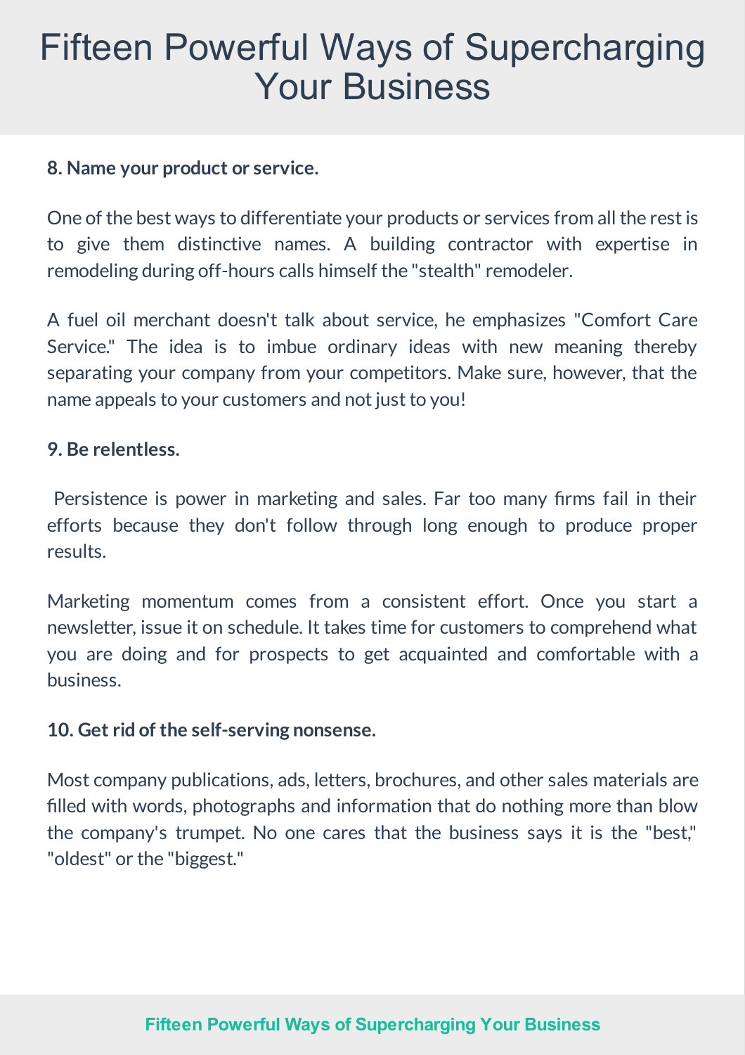**8. Name your product or service.**

One of the best ways to differentiate your products or services from all the rest is to give them distinctive names. A building contractor with expertise in remodeling during off-hours calls himself the "stealth" remodeler.

A fuel oil merchant doesn't talk about service, he emphasizes "Comfort Care Service." The idea is to imbue ordinary ideas with new meaning thereby separating your company from your competitors. Make sure, however, that the name appeals to your customers and not just to you!

**9. Be relentless.**

Persistence is power in marketing and sales. Far too many firms fail in their efforts because they don't follow through long enough to produce proper results.

Marketing momentum comes from a consistent effort. Once you start a newsletter, issue it on schedule. It takes time for customers to comprehend what you are doing and for prospects to get acquainted and comfortable with a business.

**10. Get rid of the self-serving nonsense.**

Most company publications, ads, letters, brochures, and other sales materials are filled with words, photographs and information that do nothing more than blow the company's trumpet. No one cares that the business says it is the "best," "oldest" or the "biggest."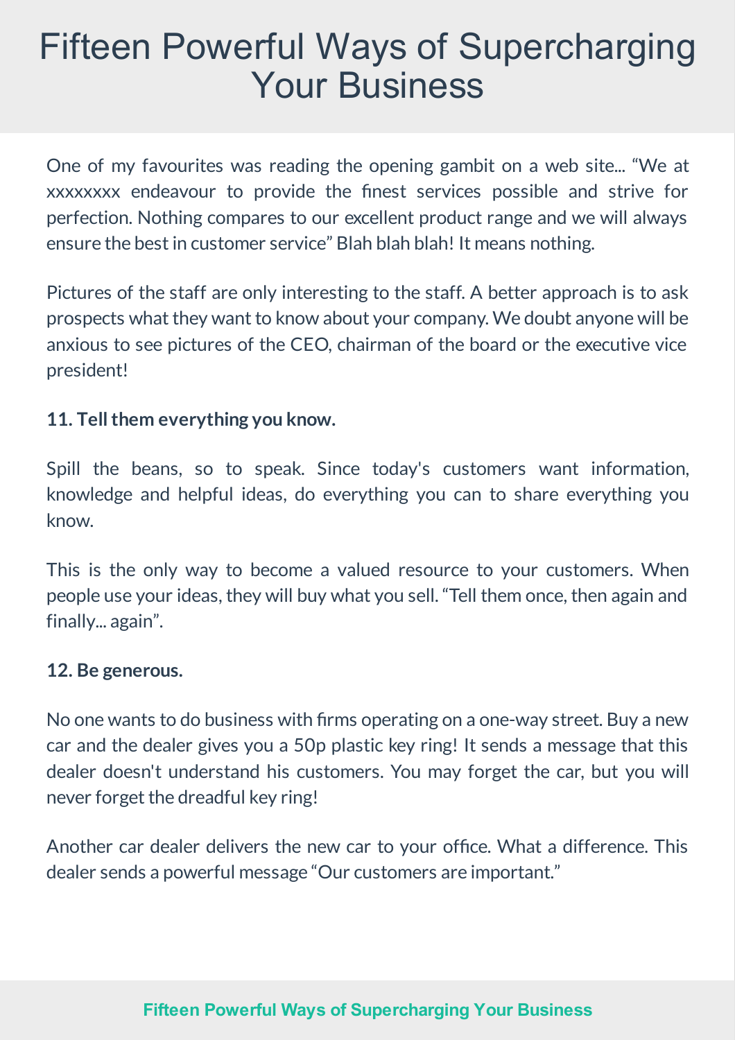One of my favourites was reading the opening gambit on a web site... "We at xxxxxxxx endeavour to provide the finest services possible and strive for perfection. Nothing compares to our excellent product range and we will always ensure the best in customer service" Blah blah blah! It means nothing.

Pictures of the staff are only interesting to the staff. A better approach is to ask prospects what they want to know about your company. We doubt anyone will be anxious to see pictures of the CEO, chairman of the board or the executive vice president!

**11. Tell them everything you know.**

Spill the beans, so to speak. Since today's customers want information, knowledge and helpful ideas, do everything you can to share everything you know.

This is the only way to become a valued resource to your customers. When people use your ideas, they will buy what you sell. "Tell them once, then again and finally... again".

**12. Be generous.**

No one wants to do business with firms operating on a one-way street. Buy a new car and the dealer gives you a 50p plastic key ring! It sends a message that this dealer doesn't understand his customers. You may forget the car, but you will never forget the dreadful key ring!

Another car dealer delivers the new car to your office. What a difference. This dealer sends a powerful message "Our customers are important."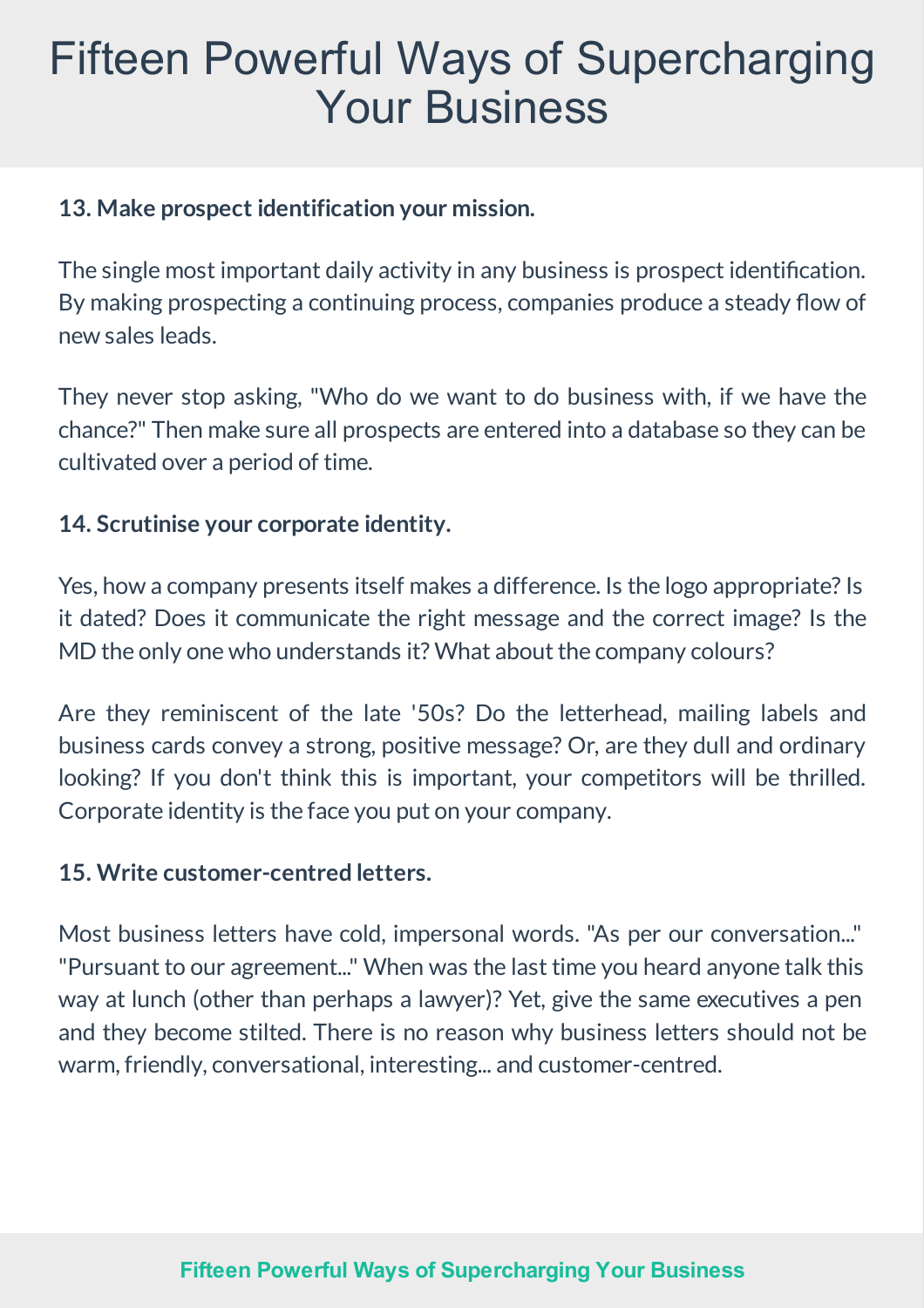**13. Make prospect identification your mission.**

The single most important daily activity in any business is prospect identification. By making prospecting a continuing process, companies produce a steady flow of new sales leads.

They never stop asking, "Who do we want to do business with, if we have the chance?" Then make sure all prospects are entered into a database so they can be cultivated over a period of time.

**14. Scrutinise your corporate identity.**

Yes, how a company presents itself makes a difference. Is the logo appropriate? Is it dated? Does it communicate the right message and the correct image? Is the MD the only one who understands it? What about the company colours?

Are they reminiscent of the late '50s? Do the letterhead, mailing labels and business cards convey a strong, positive message? Or, are they dull and ordinary looking? If you don't think this is important, your competitors will be thrilled. Corporate identity is the face you put on your company.

**15. Write customer-centred letters.**

Most business letters have cold, impersonal words. "As per our conversation..." "Pursuant to our agreement..." When was the last time you heard anyone talk this way at lunch (other than perhaps a lawyer)? Yet, give the same executives a pen and they become stilted. There is no reason why business letters should not be warm, friendly, conversational, interesting... and customer-centred.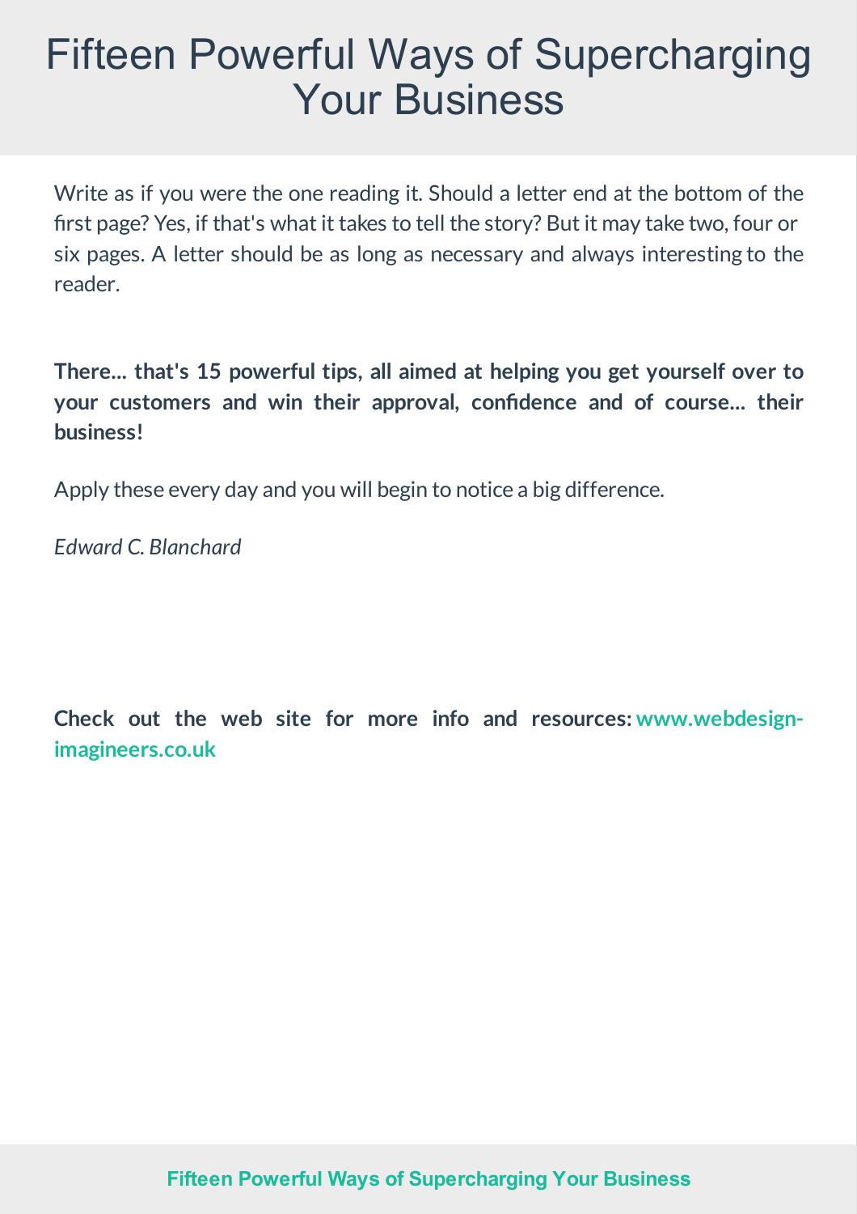Write as if you were the one reading it. Should a letter end at the bottom of the first page? Yes, if that's what it takes to tell the story? But it may take two, four or six pages. A letter should be as long as necessary and always interesting to the reader.

**There... that's 15 powerful tips, all aimed at helping you get yourself over to your customers and win their approval, confidence and of course... their business!**

Apply these every day and you will begin to notice a big difference.

*Edward C. Blanchard*

**Check out the web site for more info and resources: www.webdesign-imagineers.co.uk**